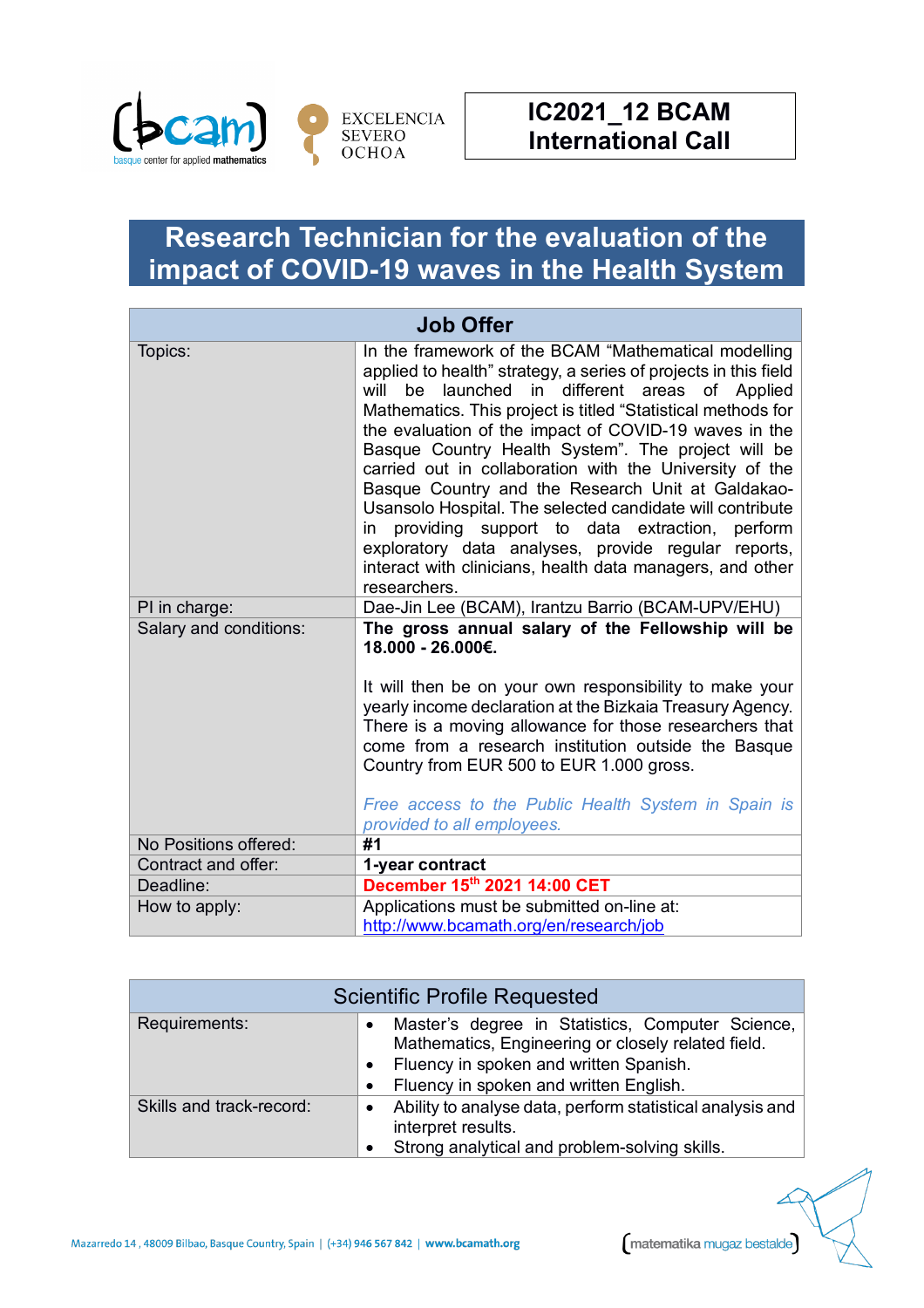**IC2021_12 BCAM International Call**

# Research Technician for the evaluation of the impact of COVID-19 waves in the Health System

| Job Offer | |
|---|---|
| Topics: | In the framework of the BCAM "Mathematical modelling applied to health" strategy, a series of projects in this field will be launched in different areas of Applied Mathematics. This project is titled "Statistical methods for the evaluation of the impact of COVID-19 waves in the Basque Country Health System". The project will be carried out in collaboration with the University of the Basque Country and the Research Unit at Galdakao-Usansolo Hospital. The selected candidate will contribute in providing support to data extraction, perform exploratory data analyses, provide regular reports, interact with clinicians, health data managers, and other researchers. |
| PI in charge: | Dae-Jin Lee (BCAM), Irantzu Barrio (BCAM-UPV/EHU) |
| Salary and conditions: | **The gross annual salary of the Fellowship will be 18.000 - 26.000€.**<br><br>It will then be on your own responsibility to make your yearly income declaration at the Bizkaia Treasury Agency. There is a moving allowance for those researchers that come from a research institution outside the Basque Country from EUR 500 to EUR 1.000 gross.<br><br>*Free access to the Public Health System in Spain is provided to all employees.* |
| No Positions offered: | **#1** |
| Contract and offer: | **1-year contract** |
| Deadline: | **December 15th 2021 14:00 CET** |
| How to apply: | Applications must be submitted on-line at: http://www.bcamath.org/en/research/job |

| Scientific Profile Requested | |
|---|---|
| Requirements: | • Master's degree in Statistics, Computer Science, Mathematics, Engineering or closely related field.<br>• Fluency in spoken and written Spanish.<br>• Fluency in spoken and written English. |
| Skills and track-record: | • Ability to analyse data, perform statistical analysis and interpret results.<br>• Strong analytical and problem-solving skills. |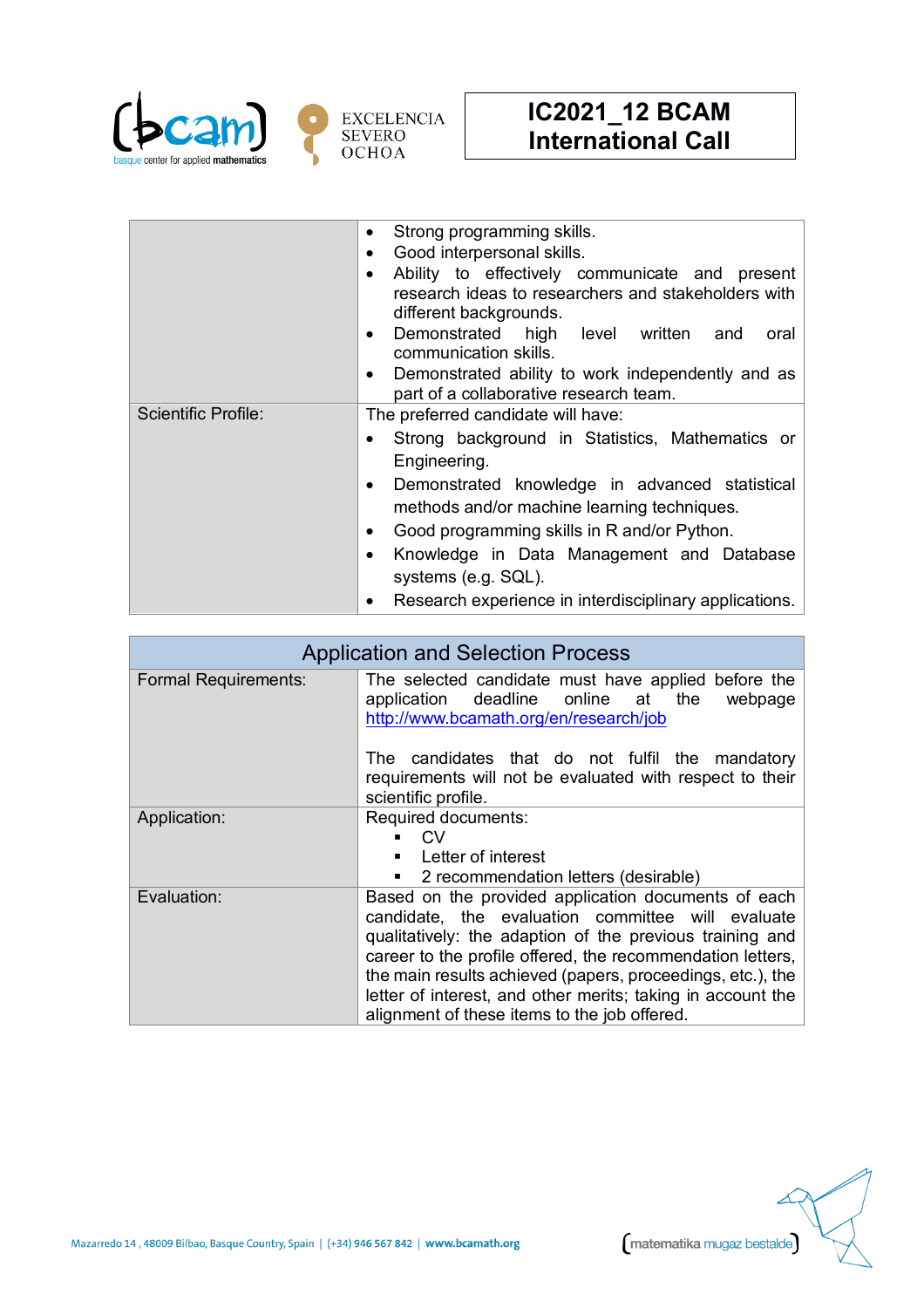| | |
|---|---|
| | • Strong programming skills.<br>• Good interpersonal skills.<br>• Ability to effectively communicate and present research ideas to researchers and stakeholders with different backgrounds.<br>• Demonstrated high level written and oral communication skills.<br>• Demonstrated ability to work independently and as part of a collaborative research team. |
| Scientific Profile: | The preferred candidate will have:<br>• Strong background in Statistics, Mathematics or Engineering.<br>• Demonstrated knowledge in advanced statistical methods and/or machine learning techniques.<br>• Good programming skills in R and/or Python.<br>• Knowledge in Data Management and Database systems (e.g. SQL).<br>• Research experience in interdisciplinary applications. |

| Application and Selection Process | |
|---|---|
| Formal Requirements: | The selected candidate must have applied before the application deadline online at the webpage http://www.bcamath.org/en/research/job<br><br>The candidates that do not fulfil the mandatory requirements will not be evaluated with respect to their scientific profile. |
| Application: | Required documents:<br>▪ CV<br>▪ Letter of interest<br>▪ 2 recommendation letters (desirable) |
| Evaluation: | Based on the provided application documents of each candidate, the evaluation committee will evaluate qualitatively: the adaption of the previous training and career to the profile offered, the recommendation letters, the main results achieved (papers, proceedings, etc.), the letter of interest, and other merits; taking in account the alignment of these items to the job offered. |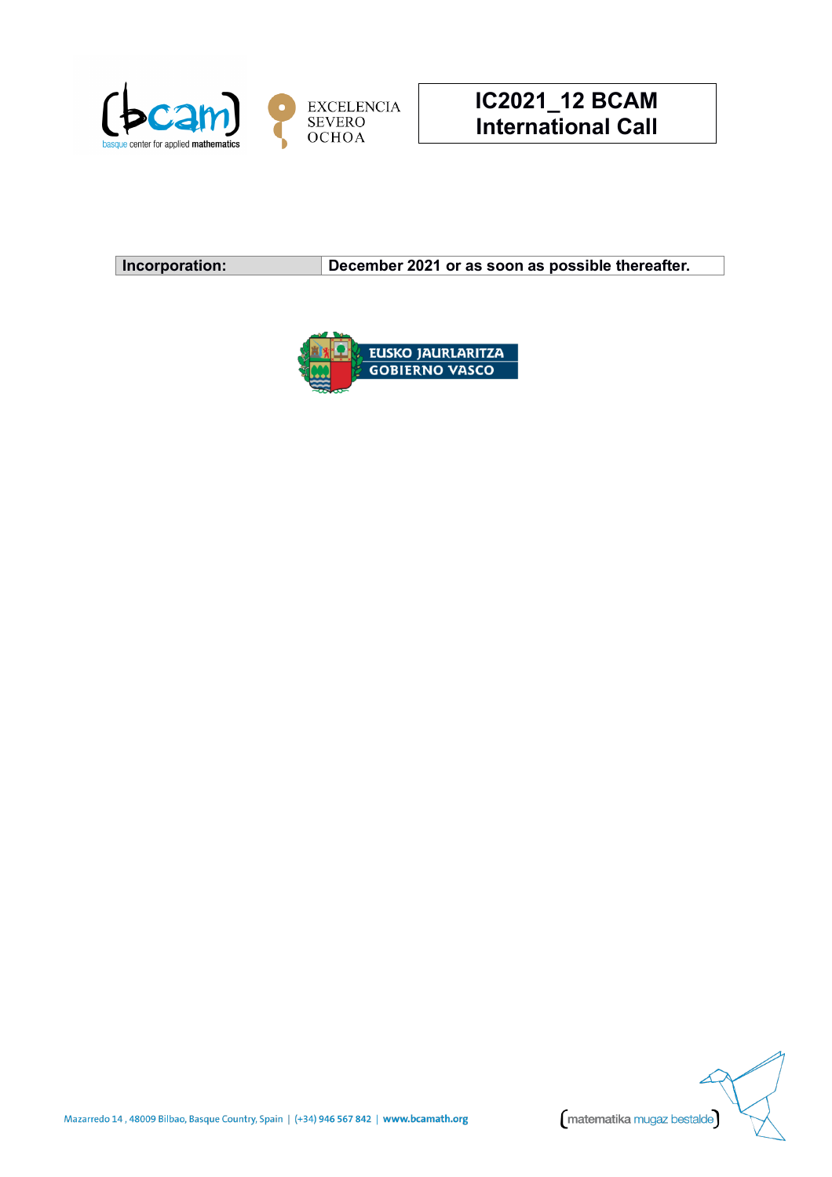# IC2021_12 BCAM International Call

| | |
|---|---|
| **Incorporation:** | **December 2021 or as soon as possible thereafter.** |